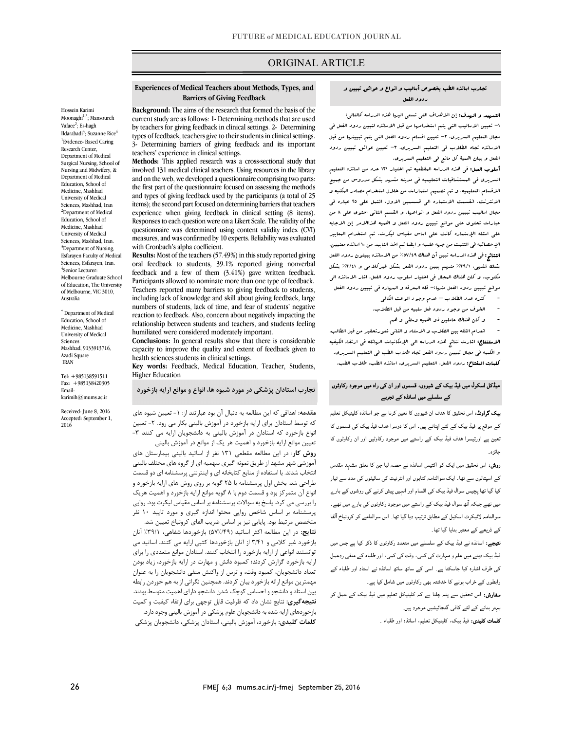ORIGINAL ARTICLE

# Experiences of Medical Teachers about Methods, Types, and Barriers of Giving Feedback

Hossein Karimi Moonaghi[1,*]; Mansoureh Vafaee[2]; Es-hagh Ildarabadi[3]; Suzanne Rice[4]

[1]Evidence- Based Caring Research Center, Department of Medical Surgical Nursing, School of Nursing and Midwifery, & Department of Medical Education, School of Medicine, Mashhad University of Medical Sciences, Mashhad, Iran
[2]Department of Medical Education, School of Medicine, Mashhad University of Medical Sciences, Mashhad, Iran.
[3]Department of Nursing, Esfarayen Faculty of Medical Sciences, Esfarayen, Iran.
[4]Senior Lecturer: Melbourne Graduate School of Education, The University of Melbourne, VIC 3010, Australia

* Department of Medical Education, School of Medicine, Mashhad University of Medical Sciences
Mashhad, 9133913716, Azadi Square
IRAN

Tel: +985138591511
Fax: +985138420305
Email: karimih@mums.ac.ir

Received: June 8, 2016
Accepted: September 1, 2016

**Background:** The aims of the research that formed the basis of the current study are as follows: 1- Determining methods that are used by teachers for giving feedback in clinical settings. 2- Determining types of feedback, teachers give to their students in clinical settings. 3- Determining barriers of giving feedback and its important teachers' experience in clinical settings.

**Methods:** This applied research was a cross-sectional study that involved 131 medical clinical teachers. Using resources in the library and on the web, we developed a questionnaire comprising two parts: the first part of the questionnaire focused on assessing the methods and types of giving feedback used by the participants (a total of 25 items); the second part focused on determining barriers that teachers experience when giving feedback in clinical setting (8 items). Responses to each question were on a Likert Scale. The validity of the questionnaire was determined using content validity index (CVI) measures, and was confirmed by 10 experts. Reliability was evaluated with Cronbach's alpha coefficient.

**Results:** Most of the teachers (57.49%) in this study reported giving oral feedback to students, 39.1% reported giving nonverbal feedback and a few of them (3.41%) gave written feedback. Participants allowed to nominate more than one type of feedback. Teachers reported many barriers to giving feedback to students, including lack of knowledge and skill about giving feedback, large numbers of students, lack of time, and fear of students' negative reaction to feedback. Also, concern about negatively impacting the relationship between students and teachers, and students feeling humiliated were considered moderately important.

**Conclusions:** In general results show that there is considerable capacity to improve the quality and extent of feedback given to health sciences students in clinical settings.

**Key words:** Feedback, Medical Education, Teacher, Students, Higher Education

## تجارب اساتذه الطب بخصوص أساليب و انواع و عوائق تبيين و ردود الفعل

**التمهيد و الهدف:** إن الاهداف التي تسعي اليها هذه الدراسه كالتالي: ١- تعيين الاساليب التي يتم استخدامها من قبل الاساتذه لتبيين ردود الفعل في مجال التعليم السريري. ٢- تعيين اقسام ردود الفعل التي يتم تبيينها من قبل الاساتذه تجاه الطلاب في التعليم السريري. ٣- تعيين عوائق تبيين ردود الفعل و بيان اهمية كل مانع في التعليم السريري.

**أسلوب العمل:** في هذه الدراسه المقطعيه تم اختيار ١٣١ عدد من اساتذه التعليم السريري في المستشفيات التعليميه في مدينه مشهد بشكل مدروس من جميع الاقسام التعليميه. و تم تصميم استمارات من خلال استخدام مصادر المكتبه و الانترنت. انقسمت الاستماره الي قسمين الاول اشتمل علي ٢٥ عباره في مجال اساليب تبيين ردود الفعل و انواعها. و القسم الثاني احتوي علي ٨ من عبارات تحتوي علي موانع تبيين ردود الفعل و اهميه هذاالامر إن الاجابه علي اسئله الإستماره كانت علي اساس مقياس ليكرت. تم استخدام المعايير الإحصائيه في التثبت من جهه علميه و ايضا تم اخذ التاييد من ١٠ اساتذه معنيين.

**النتائج:** في هذه الدراسه تبين أن هناك ٥٧/٤٩٪ من الاساتذه يبينون ردود الفعل بشكل شفهي، ٣٩/١٪ منهم يبينون ردود الفعل بشكل غيركلامي و ٣/٤١٪ بشكل مكتوب. و كان هناك المجال في اختيار اسلوب ردود الفعل. اشار الاساتذه الي موانع تبيين ردود الفعل منها:- قله المعرفه و المهاره في تبيين ردود الفعل

- كثره عدد الطلاب – عدم وجود الوقت الكافي
- الخوف من وجود ردود فعل سلبيه من قبل الطلاب.
- و كان هناك عاملين ذو اهميه وسطي و هم
- انعدام الثقه بين الطلاب و الاستاد و الثاني شعورتحقير من قبل الطالب.

**الاستنتاج:** اشارت نتائج هذه الدراسه الي الإمكانيات الهائله في ارتقاء الكيفيه و الكميه في مجال تبيين ردود الفعل تجاه طلاب الطب في التعليم السريري.

**كلمات المفتاح:** ردود الفعل، التعليم السريري، اساتذه الطب، طلاب الطب.

## تجارب استادان پزشکی در مورد شیوه ها، انواع و موانع ارایه بازخورد

**مقدمه:** اهدافی که این مطالعه به دنبال آن بود عبارتند از: ۱- تعیین شیوه های که توسط استادان برای ارایه بازخورد در آموزش بالینی بکار می رود. ۲- تعیین انواع بازخورد که استادان در آموزش بالینی به دانشجویان ارایه می کنند ۳- تعیین موانع ارایه بازخورد و اهمیت هر یک از موانع در آموزش بالینی

**روش کار:** در این مطالعه مقطعی ۱۳۱ نفر از اساتید بالینی بیمارستان های آموزشی شهر مشهد از طریق نمونه گیری سهمیه ای از گروه های مختلف بالینی انتخاب شدند. با استفاده از منابع کتابخانه ای و اینترنتی پرسشنامه ای دو قسمت طراحی شد. بخش اول پرسشنامه با ۲۵ گویه بر روی روش های ارایه بازخورد و انواع آن متمرکز بود و قسمت دوم با ۸ گویه موانع ارایه بازخورد و اهمیت هریک را بررسی می کرد. پاسخ به سوالات پرسشنامه بر اساس مقیاس لیکرت بود. روایی پرسشنامه بر اساس شاخص روایی محتوا اندازه گیری و مورد تایید ۱۰ نفر متخصص مرتبط بود. پایایی نیز بر اساس ضریب الفای کرونباخ تعیین شد.

**نتایج:** در این مطالعه اکثر اساتید (۵۷/۴۹٪) بازخوردها شفاهی، ۳۹/۱٪ آنان بازخورد غیر کلامی و ۳/۴۱ از آنان بازخوردها کتبی ارایه می کنند. اساتید می توانستند انواعی از ارایه بازخورد را انتخاب کنند. استادان موانع متعددی را برای ارایه بازخورد گزارش کردند؛ کمبود دانش و مهارت در ارایه بازخورد، زیاد بودن تعداد دانشجویان، کمبود وقت، و ترس از واکنش منفی دانشجویان را به عنوان مهمترین موانع ارائه بازخورد بیان کردند. همچنین نگرانی از به هم خوردن رابطه بین استاد و دانشجو و احساس کوچک شدن دانشجو دارای اهمیت متوسط بودند.

**نتیجه‌گیری:** نتایج نشان داد که ظرفیت قابل توجهی برای ارتقاء کیفیت و کمیت بازخوردهای ارایه شده به دانشجویان علوم پزشکی در آموزش بالینی وجود دارد.

**کلمات کلیدی:** بازخورد، آموزش بالینی، استادان پزشکی، دانشجویان پزشکی

## میڈکل اسکول میں فیڈ بیک کے شیووں، قسموں اور ان کی راہ میں موجود رکاوٹوں کے سلسلے میں اساتذہ کے تجربے

**بیک گراونڈ:** اس تحقیق کا ہدف ان شیووں کا تعین کرنا ہے جو اساتذہ کلینیکل تعلیم کے موقع پر فیڈ بیک کے لئے اپناتے ہیں۔ اس کا دوسرا ہدف فیڈ بیک کی قسموں کا تعین ہے اورتیسرا ہدف فیڈ بیک کے راستے میں موجود رکاوٹوں اور ان رکاوٹوں کا جائزہ۔

**روش:** اس تحقیق میں ایک سو اکتیس اساتذہ نے حصہ لیا جن کا تعلق مشہد مقدس کے اسپتالوں سے تھا۔ ایک سوالنامہ کتابوں اور انٹرنیٹ کی سائیٹوں کی مدد سے تیار کیا گیا تھا پچیس سوال فیڈ بیک کی اقسام اور انہیں پیش کرنے کی روشوں کے بارے میں تھے جبکہ آٹھ سوال فیڈ بیک کے راستے میں موجود رکاوٹوں کے بارے میں تھے۔ سوالنامہ لائیکرٹ اسکیل کے مطابق ترتیب دیا گیا تھا۔ اس سوالنامے کو کرونباخ آلفا کے ذریعے سے معتبر بنایا گیا تھا۔

**نتیجے:** اساتذہ نے فیڈ بیک کے سلسلے میں متعدد رکاوٹوں کا ذکر کیا ہے جس میں فیڈ بیک دینے میں علم و مہارت کی کمی، وقت کی کمی، اور طلباء کے منفی ردعمل کی طرف اشارہ کیا جاسکتا ہے۔ اسی کے ساتھ ساتھ اساتذہ نے استاد اور طلباء کے رابطوں کے خراب ہونے کے خدشتہ بھی رکاوٹوں میں شامل کیا ہے۔

**سفارش:** اس تحقیق سے پتہ چلتا ہے کہ کلینیکل تعلیم میں فیڈ بیک کے عمل کو بہتر بنانے کے لئے کافی گنجائیشیں موجود ہیں۔

**کلمات کلیدی:** فیڈ بیک، کلینیکل تعلیم، اساتذہ اور طلباء ۔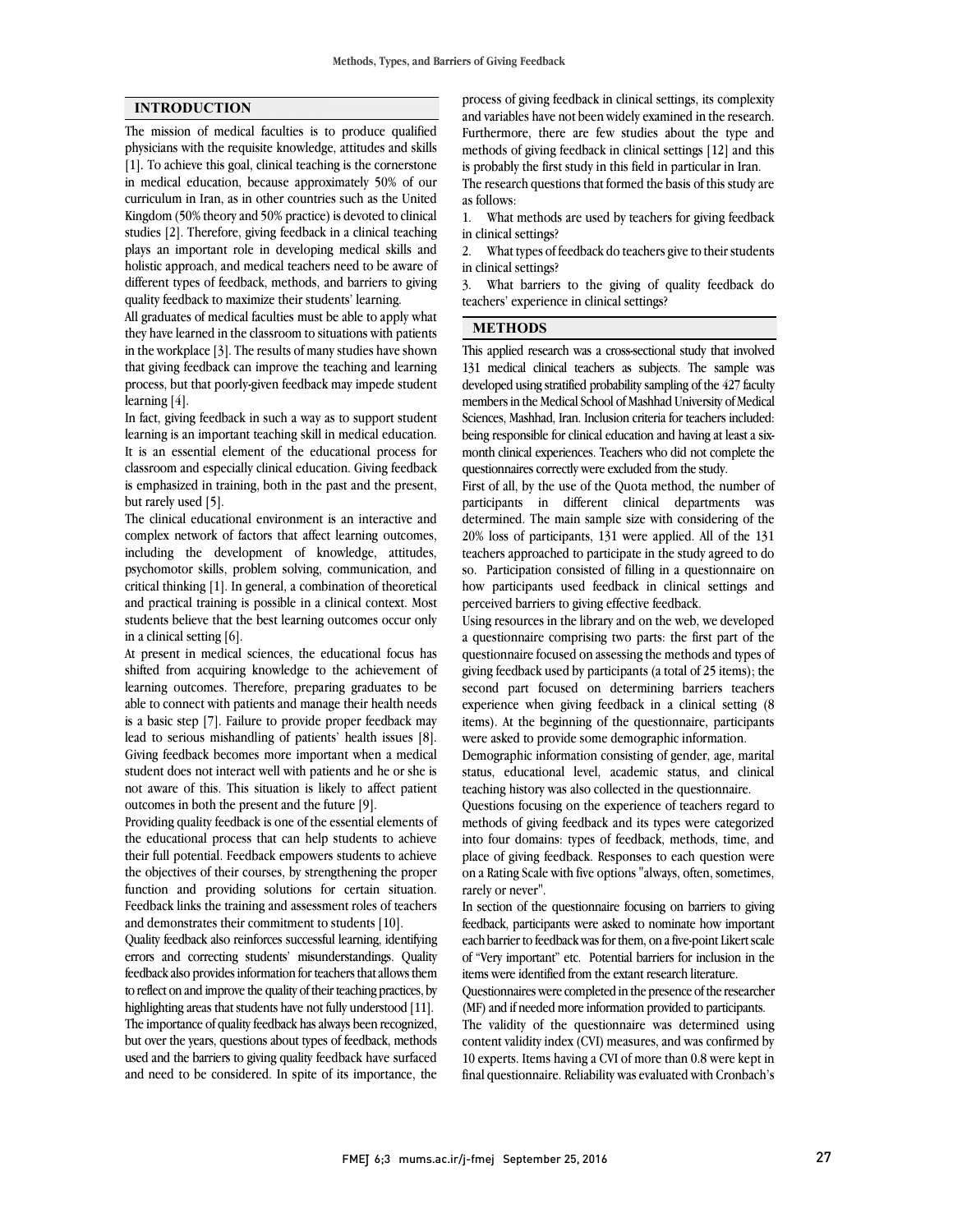## INTRODUCTION

The mission of medical faculties is to produce qualified physicians with the requisite knowledge, attitudes and skills [1]. To achieve this goal, clinical teaching is the cornerstone in medical education, because approximately 50% of our curriculum in Iran, as in other countries such as the United Kingdom (50% theory and 50% practice) is devoted to clinical studies [2]. Therefore, giving feedback in a clinical teaching plays an important role in developing medical skills and holistic approach, and medical teachers need to be aware of different types of feedback, methods, and barriers to giving quality feedback to maximize their students' learning.

All graduates of medical faculties must be able to apply what they have learned in the classroom to situations with patients in the workplace [3]. The results of many studies have shown that giving feedback can improve the teaching and learning process, but that poorly-given feedback may impede student learning [4].

In fact, giving feedback in such a way as to support student learning is an important teaching skill in medical education. It is an essential element of the educational process for classroom and especially clinical education. Giving feedback is emphasized in training, both in the past and the present, but rarely used [5].

The clinical educational environment is an interactive and complex network of factors that affect learning outcomes, including the development of knowledge, attitudes, psychomotor skills, problem solving, communication, and critical thinking [1]. In general, a combination of theoretical and practical training is possible in a clinical context. Most students believe that the best learning outcomes occur only in a clinical setting [6].

At present in medical sciences, the educational focus has shifted from acquiring knowledge to the achievement of learning outcomes. Therefore, preparing graduates to be able to connect with patients and manage their health needs is a basic step [7]. Failure to provide proper feedback may lead to serious mishandling of patients' health issues [8]. Giving feedback becomes more important when a medical student does not interact well with patients and he or she is not aware of this. This situation is likely to affect patient outcomes in both the present and the future [9].

Providing quality feedback is one of the essential elements of the educational process that can help students to achieve their full potential. Feedback empowers students to achieve the objectives of their courses, by strengthening the proper function and providing solutions for certain situation. Feedback links the training and assessment roles of teachers and demonstrates their commitment to students [10].

Quality feedback also reinforces successful learning, identifying errors and correcting students' misunderstandings. Quality feedback also provides information for teachers that allows them to reflect on and improve the quality of their teaching practices, by highlighting areas that students have not fully understood [11].

The importance of quality feedback has always been recognized, but over the years, questions about types of feedback, methods used and the barriers to giving quality feedback have surfaced and need to be considered. In spite of its importance, the process of giving feedback in clinical settings, its complexity and variables have not been widely examined in the research. Furthermore, there are few studies about the type and methods of giving feedback in clinical settings [12] and this is probably the first study in this field in particular in Iran.

The research questions that formed the basis of this study are as follows:

1. What methods are used by teachers for giving feedback in clinical settings?
2. What types of feedback do teachers give to their students in clinical settings?
3. What barriers to the giving of quality feedback do teachers' experience in clinical settings?

## METHODS

This applied research was a cross-sectional study that involved 131 medical clinical teachers as subjects. The sample was developed using stratified probability sampling of the 427 faculty members in the Medical School of Mashhad University of Medical Sciences, Mashhad, Iran. Inclusion criteria for teachers included: being responsible for clinical education and having at least a six-month clinical experiences. Teachers who did not complete the questionnaires correctly were excluded from the study.

First of all, by the use of the Quota method, the number of participants in different clinical departments was determined. The main sample size with considering of the 20% loss of participants, 131 were applied. All of the 131 teachers approached to participate in the study agreed to do so. Participation consisted of filling in a questionnaire on how participants used feedback in clinical settings and perceived barriers to giving effective feedback.

Using resources in the library and on the web, we developed a questionnaire comprising two parts: the first part of the questionnaire focused on assessing the methods and types of giving feedback used by participants (a total of 25 items); the second part focused on determining barriers teachers experience when giving feedback in a clinical setting (8 items). At the beginning of the questionnaire, participants were asked to provide some demographic information.

Demographic information consisting of gender, age, marital status, educational level, academic status, and clinical teaching history was also collected in the questionnaire.

Questions focusing on the experience of teachers regard to methods of giving feedback and its types were categorized into four domains: types of feedback, methods, time, and place of giving feedback. Responses to each question were on a Rating Scale with five options "always, often, sometimes, rarely or never".

In section of the questionnaire focusing on barriers to giving feedback, participants were asked to nominate how important each barrier to feedback was for them, on a five-point Likert scale of "Very important" etc. Potential barriers for inclusion in the items were identified from the extant research literature.

Questionnaires were completed in the presence of the researcher (MF) and if needed more information provided to participants.

The validity of the questionnaire was determined using content validity index (CVI) measures, and was confirmed by 10 experts. Items having a CVI of more than 0.8 were kept in final questionnaire. Reliability was evaluated with Cronbach's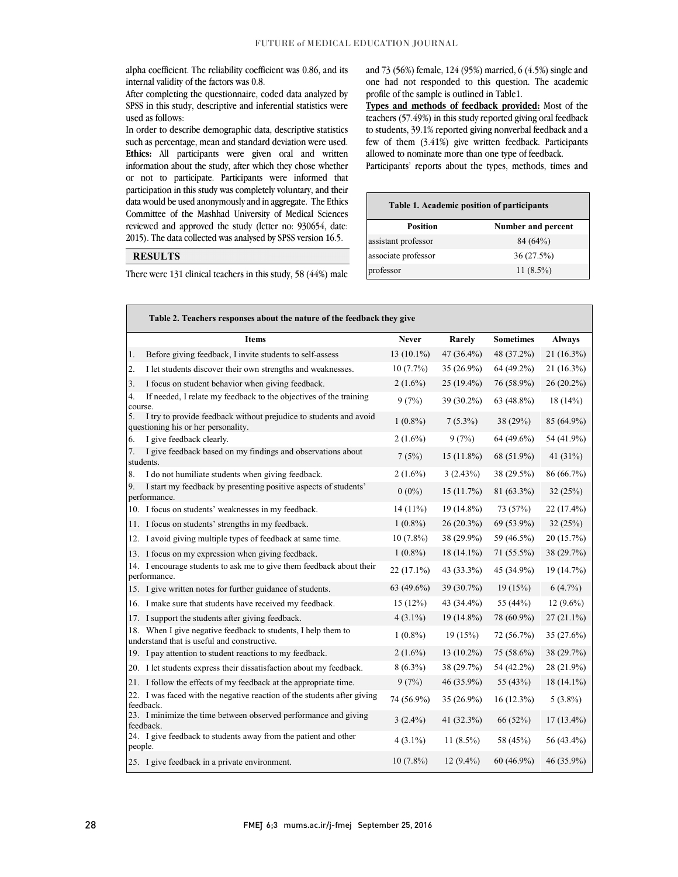alpha coefficient. The reliability coefficient was 0.86, and its internal validity of the factors was 0.8.

After completing the questionnaire, coded data analyzed by SPSS in this study, descriptive and inferential statistics were used as follows:

In order to describe demographic data, descriptive statistics such as percentage, mean and standard deviation were used.

**Ethics:** All participants were given oral and written information about the study, after which they chose whether or not to participate. Participants were informed that participation in this study was completely voluntary, and their data would be used anonymously and in aggregate. The Ethics Committee of the Mashhad University of Medical Sciences reviewed and approved the study (letter no: 930654, date: 2015). The data collected was analysed by SPSS version 16.5.

## RESULTS

There were 131 clinical teachers in this study, 58 (44%) male and 73 (56%) female, 124 (95%) married, 6 (4.5%) single and one had not responded to this question. The academic profile of the sample is outlined in Table1.

**Types and methods of feedback provided:** Most of the teachers (57.49%) in this study reported giving oral feedback to students, 39.1% reported giving nonverbal feedback and a few of them (3.41%) give written feedback. Participants allowed to nominate more than one type of feedback.

Participants' reports about the types, methods, times and

**Table 1. Academic position of participants**

| Position | Number and percent |
|---|---|
| assistant professor | 84 (64%) |
| associate professor | 36 (27.5%) |
| professor | 11 (8.5%) |

**Table 2. Teachers responses about the nature of the feedback they give**

| Items | Never | Rarely | Sometimes | Always |
|---|---|---|---|---|
| 1. Before giving feedback, I invite students to self-assess | 13 (10.1%) | 47 (36.4%) | 48 (37.2%) | 21 (16.3%) |
| 2. I let students discover their own strengths and weaknesses. | 10 (7.7%) | 35 (26.9%) | 64 (49.2%) | 21 (16.3%) |
| 3. I focus on student behavior when giving feedback. | 2 (1.6%) | 25 (19.4%) | 76 (58.9%) | 26 (20.2%) |
| 4. If needed, I relate my feedback to the objectives of the training course. | 9 (7%) | 39 (30.2%) | 63 (48.8%) | 18 (14%) |
| 5. I try to provide feedback without prejudice to students and avoid questioning his or her personality. | 1 (0.8%) | 7 (5.3%) | 38 (29%) | 85 (64.9%) |
| 6. I give feedback clearly. | 2 (1.6%) | 9 (7%) | 64 (49.6%) | 54 (41.9%) |
| 7. I give feedback based on my findings and observations about students. | 7 (5%) | 15 (11.8%) | 68 (51.9%) | 41 (31%) |
| 8. I do not humiliate students when giving feedback. | 2 (1.6%) | 3 (2.43%) | 38 (29.5%) | 86 (66.7%) |
| 9. I start my feedback by presenting positive aspects of students' performance. | 0 (0%) | 15 (11.7%) | 81 (63.3%) | 32 (25%) |
| 10. I focus on students' weaknesses in my feedback. | 14 (11%) | 19 (14.8%) | 73 (57%) | 22 (17.4%) |
| 11. I focus on students' strengths in my feedback. | 1 (0.8%) | 26 (20.3%) | 69 (53.9%) | 32 (25%) |
| 12. I avoid giving multiple types of feedback at same time. | 10 (7.8%) | 38 (29.9%) | 59 (46.5%) | 20 (15.7%) |
| 13. I focus on my expression when giving feedback. | 1 (0.8%) | 18 (14.1%) | 71 (55.5%) | 38 (29.7%) |
| 14. I encourage students to ask me to give them feedback about their performance. | 22 (17.1%) | 43 (33.3%) | 45 (34.9%) | 19 (14.7%) |
| 15. I give written notes for further guidance of students. | 63 (49.6%) | 39 (30.7%) | 19 (15%) | 6 (4.7%) |
| 16. I make sure that students have received my feedback. | 15 (12%) | 43 (34.4%) | 55 (44%) | 12 (9.6%) |
| 17. I support the students after giving feedback. | 4 (3.1%) | 19 (14.8%) | 78 (60.9%) | 27 (21.1%) |
| 18. When I give negative feedback to students, I help them to understand that is useful and constructive. | 1 (0.8%) | 19 (15%) | 72 (56.7%) | 35 (27.6%) |
| 19. I pay attention to student reactions to my feedback. | 2 (1.6%) | 13 (10.2%) | 75 (58.6%) | 38 (29.7%) |
| 20. I let students express their dissatisfaction about my feedback. | 8 (6.3%) | 38 (29.7%) | 54 (42.2%) | 28 (21.9%) |
| 21. I follow the effects of my feedback at the appropriate time. | 9 (7%) | 46 (35.9%) | 55 (43%) | 18 (14.1%) |
| 22. I was faced with the negative reaction of the students after giving feedback. | 74 (56.9%) | 35 (26.9%) | 16 (12.3%) | 5 (3.8%) |
| 23. I minimize the time between observed performance and giving feedback. | 3 (2.4%) | 41 (32.3%) | 66 (52%) | 17 (13.4%) |
| 24. I give feedback to students away from the patient and other people. | 4 (3.1%) | 11 (8.5%) | 58 (45%) | 56 (43.4%) |
| 25. I give feedback in a private environment. | 10 (7.8%) | 12 (9.4%) | 60 (46.9%) | 46 (35.9%) |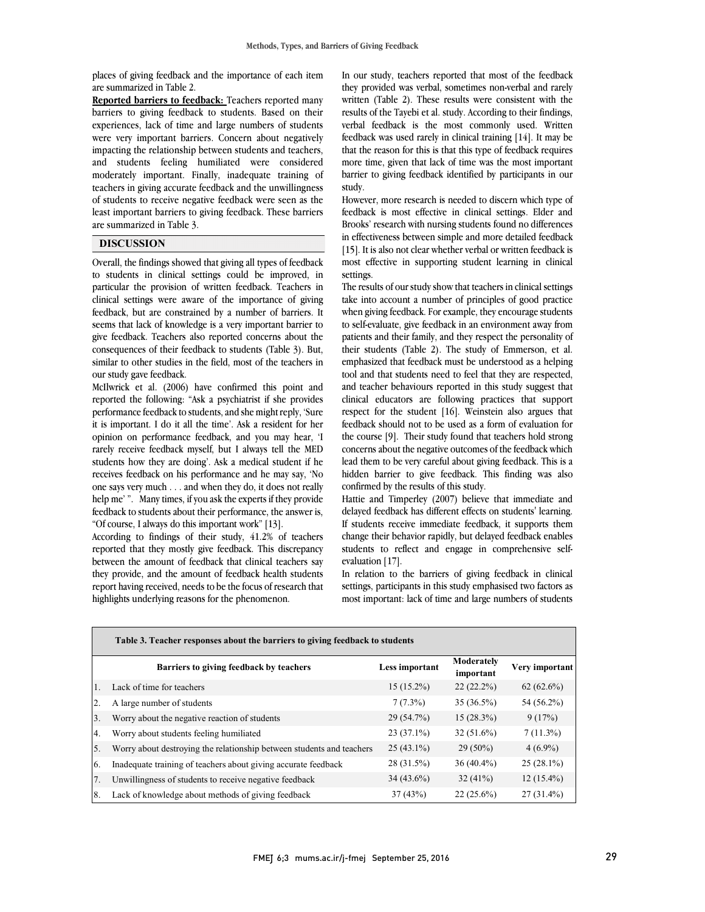places of giving feedback and the importance of each item are summarized in Table 2.

**Reported barriers to feedback:** Teachers reported many barriers to giving feedback to students. Based on their experiences, lack of time and large numbers of students were very important barriers. Concern about negatively impacting the relationship between students and teachers, and students feeling humiliated were considered moderately important. Finally, inadequate training of teachers in giving accurate feedback and the unwillingness of students to receive negative feedback were seen as the least important barriers to giving feedback. These barriers are summarized in Table 3.

## DISCUSSION

Overall, the findings showed that giving all types of feedback to students in clinical settings could be improved, in particular the provision of written feedback. Teachers in clinical settings were aware of the importance of giving feedback, but are constrained by a number of barriers. It seems that lack of knowledge is a very important barrier to give feedback. Teachers also reported concerns about the consequences of their feedback to students (Table 3). But, similar to other studies in the field, most of the teachers in our study gave feedback.

McIlwrick et al. (2006) have confirmed this point and reported the following: "Ask a psychiatrist if she provides performance feedback to students, and she might reply, 'Sure it is important. I do it all the time'. Ask a resident for her opinion on performance feedback, and you may hear, 'I rarely receive feedback myself, but I always tell the MED students how they are doing'. Ask a medical student if he receives feedback on his performance and he may say, 'No one says very much . . . and when they do, it does not really help me' ". Many times, if you ask the experts if they provide feedback to students about their performance, the answer is, "Of course, I always do this important work" [13].

According to findings of their study, 41.2% of teachers reported that they mostly give feedback. This discrepancy between the amount of feedback that clinical teachers say they provide, and the amount of feedback health students report having received, needs to be the focus of research that highlights underlying reasons for the phenomenon.

In our study, teachers reported that most of the feedback they provided was verbal, sometimes non-verbal and rarely written (Table 2). These results were consistent with the results of the Tayebi et al. study. According to their findings, verbal feedback is the most commonly used. Written feedback was used rarely in clinical training [14]. It may be that the reason for this is that this type of feedback requires more time, given that lack of time was the most important barrier to giving feedback identified by participants in our study.

However, more research is needed to discern which type of feedback is most effective in clinical settings. Elder and Brooks' research with nursing students found no differences in effectiveness between simple and more detailed feedback [15]. It is also not clear whether verbal or written feedback is most effective in supporting student learning in clinical settings.

The results of our study show that teachers in clinical settings take into account a number of principles of good practice when giving feedback. For example, they encourage students to self-evaluate, give feedback in an environment away from patients and their family, and they respect the personality of their students (Table 2). The study of Emmerson, et al. emphasized that feedback must be understood as a helping tool and that students need to feel that they are respected, and teacher behaviours reported in this study suggest that clinical educators are following practices that support respect for the student [16]. Weinstein also argues that feedback should not to be used as a form of evaluation for the course [9]. Their study found that teachers hold strong concerns about the negative outcomes of the feedback which lead them to be very careful about giving feedback. This is a hidden barrier to give feedback. This finding was also confirmed by the results of this study.

Hattie and Timperley (2007) believe that immediate and delayed feedback has different effects on students' learning. If students receive immediate feedback, it supports them change their behavior rapidly, but delayed feedback enables students to reflect and engage in comprehensive self-evaluation [17].

In relation to the barriers of giving feedback in clinical settings, participants in this study emphasised two factors as most important: lack of time and large numbers of students

**Table 3. Teacher responses about the barriers to giving feedback to students**

| | Barriers to giving feedback by teachers | Less important | Moderately important | Very important |
|---|---|---|---|---|
| 1. | Lack of time for teachers | 15 (15.2%) | 22 (22.2%) | 62 (62.6%) |
| 2. | A large number of students | 7 (7.3%) | 35 (36.5%) | 54 (56.2%) |
| 3. | Worry about the negative reaction of students | 29 (54.7%) | 15 (28.3%) | 9 (17%) |
| 4. | Worry about students feeling humiliated | 23 (37.1%) | 32 (51.6%) | 7 (11.3%) |
| 5. | Worry about destroying the relationship between students and teachers | 25 (43.1%) | 29 (50%) | 4 (6.9%) |
| 6. | Inadequate training of teachers about giving accurate feedback | 28 (31.5%) | 36 (40.4%) | 25 (28.1%) |
| 7. | Unwillingness of students to receive negative feedback | 34 (43.6%) | 32 (41%) | 12 (15.4%) |
| 8. | Lack of knowledge about methods of giving feedback | 37 (43%) | 22 (25.6%) | 27 (31.4%) |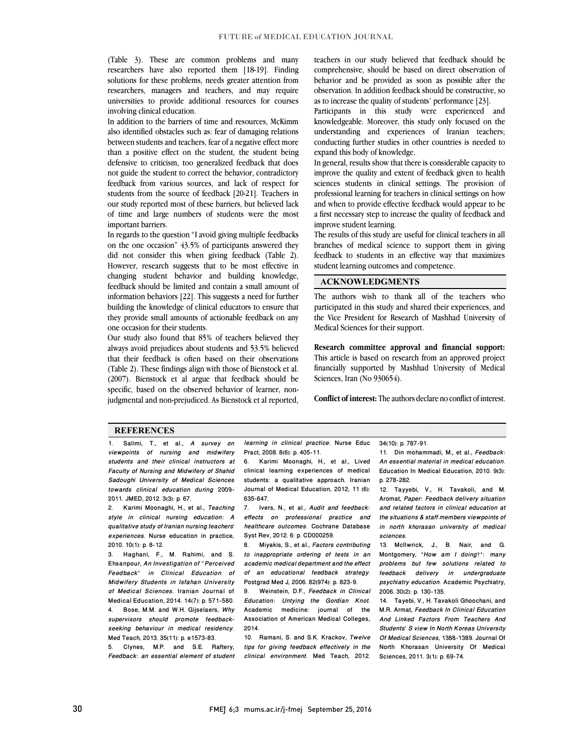(Table 3). These are common problems and many researchers have also reported them [18-19]. Finding solutions for these problems, needs greater attention from researchers, managers and teachers, and may require universities to provide additional resources for courses involving clinical education.

In addition to the barriers of time and resources, McKimm also identified obstacles such as: fear of damaging relations between students and teachers, fear of a negative effect more than a positive effect on the student, the student being defensive to criticism, too generalized feedback that does not guide the student to correct the behavior, contradictory feedback from various sources, and lack of respect for students from the source of feedback [20-21]. Teachers in our study reported most of these barriers, but believed lack of time and large numbers of students were the most important barriers.

In regards to the question "I avoid giving multiple feedbacks on the one occasion" 43.5% of participants answered they did not consider this when giving feedback (Table 2). However, research suggests that to be most effective in changing student behavior and building knowledge, feedback should be limited and contain a small amount of information behaviors [22]. This suggests a need for further building the knowledge of clinical educators to ensure that they provide small amounts of actionable feedback on any one occasion for their students.

Our study also found that 85% of teachers believed they always avoid prejudices about students and 53.5% believed that their feedback is often based on their observations (Table 2). These findings align with those of Bienstock et al. (2007). Bienstock et al argue that feedback should be specific, based on the observed behavior of learner, non-judgmental and non-prejudiced. As Bienstock et al reported, teachers in our study believed that feedback should be comprehensive, should be based on direct observation of behavior and be provided as soon as possible after the observation. In addition feedback should be constructive, so as to increase the quality of students' performance [23].

Participants in this study were experienced and knowledgeable. Moreover, this study only focused on the understanding and experiences of Iranian teachers; conducting further studies in other countries is needed to expand this body of knowledge.

In general, results show that there is considerable capacity to improve the quality and extent of feedback given to health sciences students in clinical settings. The provision of professional learning for teachers in clinical settings on how and when to provide effective feedback would appear to be a first necessary step to increase the quality of feedback and improve student learning.

The results of this study are useful for clinical teachers in all branches of medical science to support them in giving feedback to students in an effective way that maximizes student learning outcomes and competence.

## ACKNOWLEDGMENTS

The authors wish to thank all of the teachers who participated in this study and shared their experiences, and the Vice President for Research of Mashhad University of Medical Sciences for their support.

**Research committee approval and financial support:** This article is based on research from an approved project financially supported by Mashhad University of Medical Sciences, Iran (No 930654).

**Conflict of interest:** The authors declare no conflict of interest.

## REFERENCES

1. Salimi, T., et al., *A survey on viewpoints of nursing and midwifery students and their clinical instructors at Faculty of Nursing and Midwifery of Shahid Sadoughi University of Medical Sciences towards clinical education during* 2009-2011. JMED, 2012. 3(3): p. 67.
2. Karimi Moonaghi, H., et al., *Teaching style in clinical nursing education: A qualitative study of Iranian nursing teachers' experiences.* Nurse education in practice, 2010. 10(1): p. 8-12.
3. Haghani, F., M. Rahimi, and S. Ehsanpour, *An Investigation of "Perceived Feedback" in Clinical Education of Midwifery Students in Isfahan University of Medical Sciences.* Iranian Journal of Medical Education, 2014. 14(7): p. 571-580.
4. Bose, M.M. and W.H. Gijselaers, *Why supervisors should promote feedback-seeking behaviour in medical residency.* Med Teach, 2013. 35(11): p. e1573-83.
5. Clynes, M.P. and S.E. Raftery, *Feedback: an essential element of student learning in clinical practice.* Nurse Educ Pract, 2008. 8(6): p. 405-11.
6. Karimi Moonaghi, H., et al., Lived clinical learning experiences of medical students: a qualitative approach. Iranian Journal of Medical Education, 2012; 11 (6): 635-647.
7. Ivers, N., et al., *Audit and feedback: effects on professional practice and healthcare outcomes.* Cochrane Database Syst Rev, 2012. 6: p. CD000259.
8. Miyakis, S., et al., *Factors contributing to inappropriate ordering of tests in an academic medical department and the effect of an educational feedback strategy.* Postgrad Med J, 2006. 82(974): p. 823-9.
9. Weinstein, D.F., *Feedback in Clinical Education: Untying the Gordian Knot.* Academic medicine: journal of the Association of American Medical Colleges, 2014.
10. Ramani, S. and S.K. Krackov, *Twelve tips for giving feedback effectively in the clinical environment.* Med Teach, 2012. 34(10): p. 787-91.
11. Din mohammadi, M., et al., *Feedback: An essential material in medical education.* Education In Medical Education, 2010. 9(3): p. 278-282.
12. Tayyebi, V., H. Tavakoli, and M. Aromat, *Paper: Feedback delivery situation and related factors in clinical education at the situations & staff members viewpoints of in north khorasan university of medical sciences.*
13. McIlwrick, J., B. Nair, and G. Montgomery, *"How am I doing?": many problems but few solutions related to feedback delivery in undergraduate psychiatry education.* Academic Psychiatry, 2006. 30(2): p. 130-135.
14. Tayebi, V., H. Tavakoli Ghoochani, and M.R. Armat, *Feedback In Clinical Education And Linked Factors From Teachers And Students' S view In North Koreas University Of Medical Sciences,* 1388-1389. Journal Of North Khorasan University Of Medical Sciences, 2011. 3(1): p. 69-74.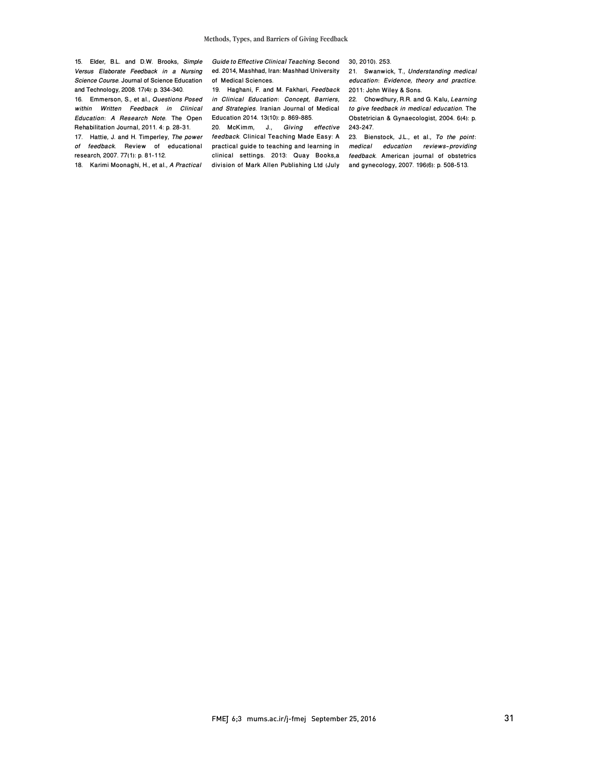15. Elder, B.L. and D.W. Brooks, *Simple Versus Elaborate Feedback in a Nursing Science Course*. Journal of Science Education and Technology, 2008. 17(4): p. 334-340.

16. Emmerson, S., et al., *Questions Posed within Written Feedback in Clinical Education: A Research Note*. The Open Rehabilitation Journal, 2011. 4: p. 28-31.

17. Hattie, J. and H. Timperley, *The power of feedback*. Review of educational research, 2007. 77(1): p. 81-112.

18. Karimi Moonaghi, H., et al., *A Practical Guide to Effective Clinical Teaching*. Second ed. 2014, Mashhad, Iran: Mashhad University of Medical Sciences.

19. Haghani, F. and M. Fakhari, *Feedback in Clinical Education: Concept, Barriers, and Strategies*. Iranian Journal of Medical Education 2014. 13(10): p. 869-885.

20. McKimm, J., *Giving effective feedback*. Clinical Teaching Made Easy: A practical guide to teaching and learning in clinical settings. 2013: Quay Books,a division of Mark Allen Publishing Ltd (July 30, 2010). 253.

21. Swanwick, T., *Understanding medical education: Evidence, theory and practice*. 2011: John Wiley & Sons.

22. Chowdhury, R.R. and G. Kalu, *Learning to give feedback in medical education*. The Obstetrician & Gynaecologist, 2004. 6(4): p. 243-247.

23. Bienstock, J.L., et al., *To the point: medical education reviews-providing feedback*. American journal of obstetrics and gynecology, 2007. 196(6): p. 508-513.